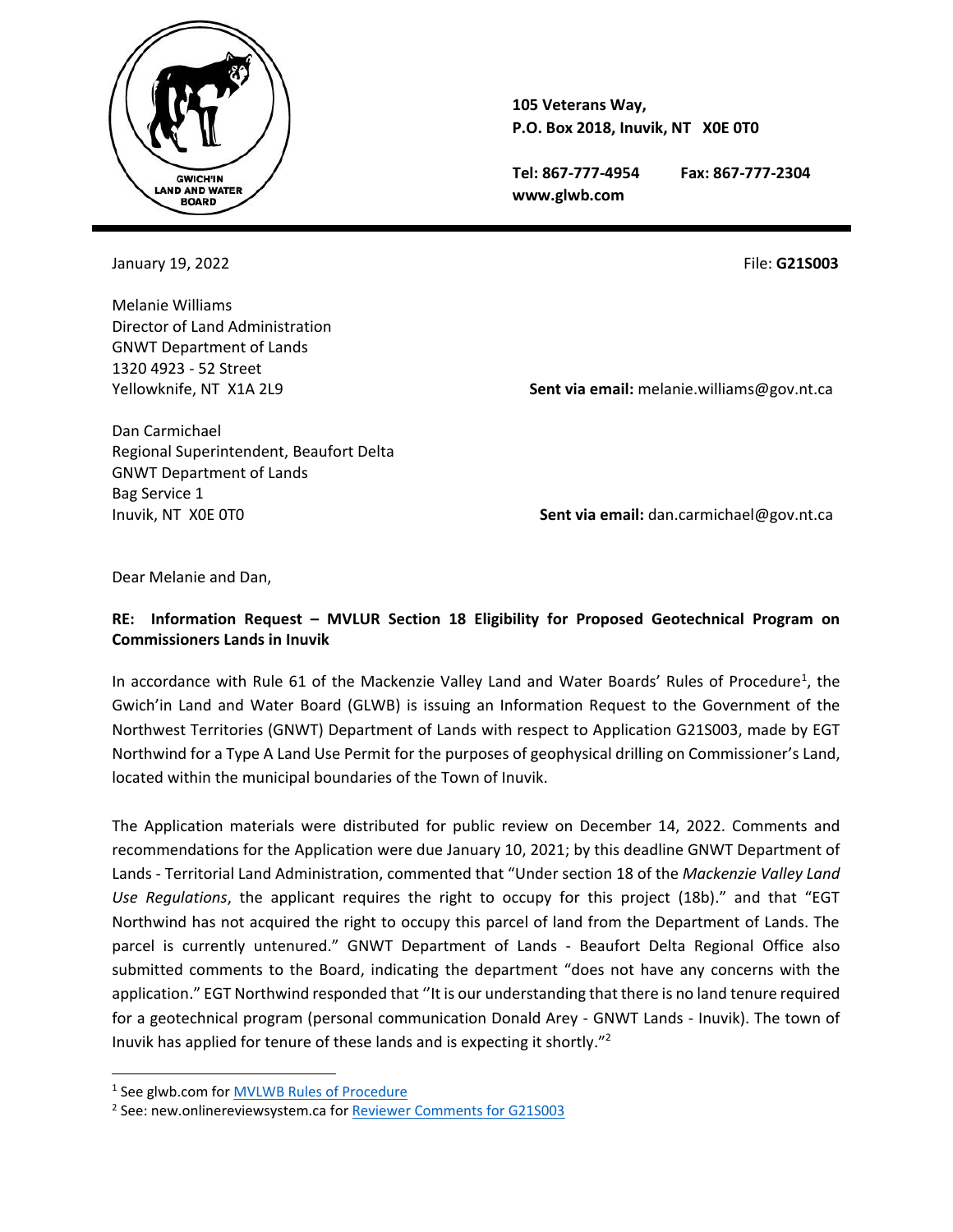GWICH'IN LAND AND WATER BOARD

**105 Veterans Way,**
**P.O. Box 2018, Inuvik, NT X0E 0T0**

**Tel: 867-777-4954** **Fax: 867-777-2304**
**www.glwb.com**

January 19, 2022

File: **G21S003**

Melanie Williams
Director of Land Administration
GNWT Department of Lands
1320 4923 - 52 Street
Yellowknife, NT X1A 2L9

**Sent via email:** melanie.williams@gov.nt.ca

Dan Carmichael
Regional Superintendent, Beaufort Delta
GNWT Department of Lands
Bag Service 1
Inuvik, NT X0E 0T0

**Sent via email:** dan.carmichael@gov.nt.ca

Dear Melanie and Dan,

**RE: Information Request – MVLUR Section 18 Eligibility for Proposed Geotechnical Program on Commissioners Lands in Inuvik**

In accordance with Rule 61 of the Mackenzie Valley Land and Water Boards' Rules of Procedure[1], the Gwich'in Land and Water Board (GLWB) is issuing an Information Request to the Government of the Northwest Territories (GNWT) Department of Lands with respect to Application G21S003, made by EGT Northwind for a Type A Land Use Permit for the purposes of geophysical drilling on Commissioner's Land, located within the municipal boundaries of the Town of Inuvik.

The Application materials were distributed for public review on December 14, 2022. Comments and recommendations for the Application were due January 10, 2021; by this deadline GNWT Department of Lands - Territorial Land Administration, commented that "Under section 18 of the *Mackenzie Valley Land Use Regulations*, the applicant requires the right to occupy for this project (18b)." and that "EGT Northwind has not acquired the right to occupy this parcel of land from the Department of Lands. The parcel is currently untenured." GNWT Department of Lands - Beaufort Delta Regional Office also submitted comments to the Board, indicating the department "does not have any concerns with the application." EGT Northwind responded that ''It is our understanding that there is no land tenure required for a geotechnical program (personal communication Donald Arey - GNWT Lands - Inuvik). The town of Inuvik has applied for tenure of these lands and is expecting it shortly."[2]

---

[1] See glwb.com for MVLWB Rules of Procedure

[2] See: new.onlinereviewsystem.ca for Reviewer Comments for G21S003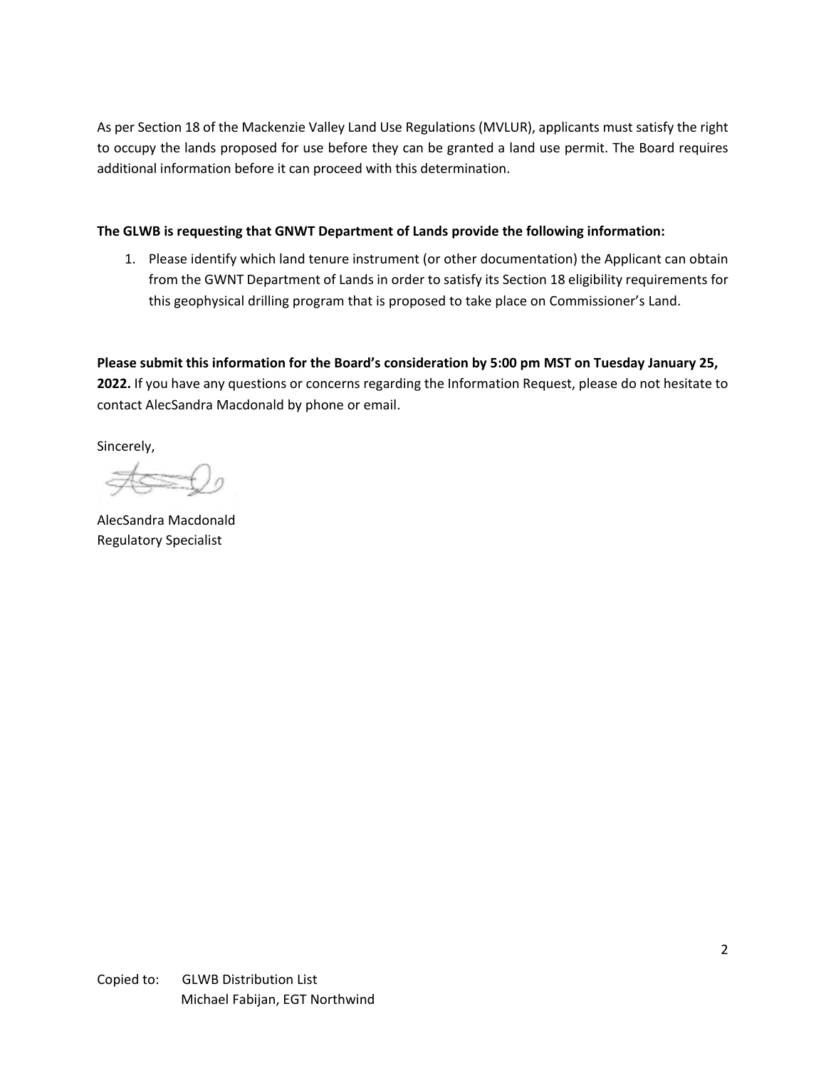As per Section 18 of the Mackenzie Valley Land Use Regulations (MVLUR), applicants must satisfy the right to occupy the lands proposed for use before they can be granted a land use permit. The Board requires additional information before it can proceed with this determination.

**The GLWB is requesting that GNWT Department of Lands provide the following information:**

1. Please identify which land tenure instrument (or other documentation) the Applicant can obtain from the GWNT Department of Lands in order to satisfy its Section 18 eligibility requirements for this geophysical drilling program that is proposed to take place on Commissioner's Land.

**Please submit this information for the Board's consideration by 5:00 pm MST on Tuesday January 25, 2022.** If you have any questions or concerns regarding the Information Request, please do not hesitate to contact AlecSandra Macdonald by phone or email.

Sincerely,

AlecSandra Macdonald
Regulatory Specialist

Copied to: GLWB Distribution List
Michael Fabijan, EGT Northwind